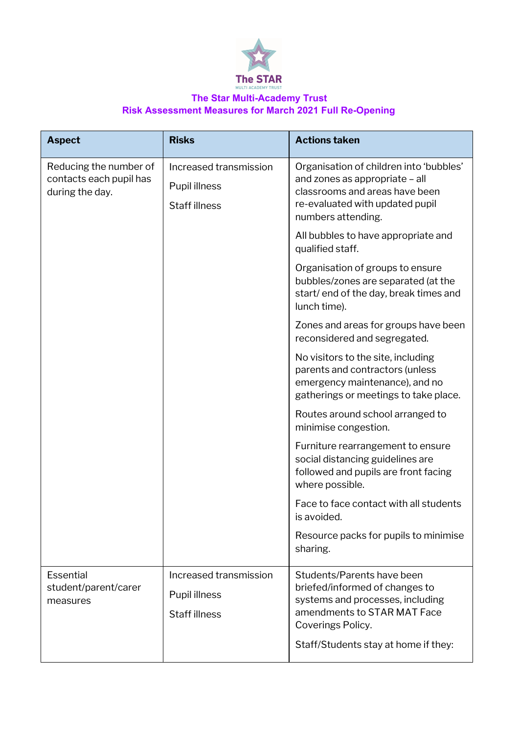The STAR
MULTI ACADEMY TRUST

## The Star Multi-Academy Trust
## Risk Assessment Measures for March 2021 Full Re-Opening

| Aspect | Risks | Actions taken |
| --- | --- | --- |
| Reducing the number of contacts each pupil has during the day. | Increased transmission<br><br>Pupil illness<br><br>Staff illness | Organisation of children into 'bubbles' and zones as appropriate – all classrooms and areas have been re-evaluated with updated pupil numbers attending.<br><br>All bubbles to have appropriate and qualified staff.<br><br>Organisation of groups to ensure bubbles/zones are separated (at the start/ end of the day, break times and lunch time).<br><br>Zones and areas for groups have been reconsidered and segregated.<br><br>No visitors to the site, including parents and contractors (unless emergency maintenance), and no gatherings or meetings to take place.<br><br>Routes around school arranged to minimise congestion.<br><br>Furniture rearrangement to ensure social distancing guidelines are followed and pupils are front facing where possible.<br><br>Face to face contact with all students is avoided.<br><br>Resource packs for pupils to minimise sharing. |
| Essential student/parent/carer measures | Increased transmission<br><br>Pupil illness<br><br>Staff illness | Students/Parents have been briefed/informed of changes to systems and processes, including amendments to STAR MAT Face Coverings Policy.<br><br>Staff/Students stay at home if they: |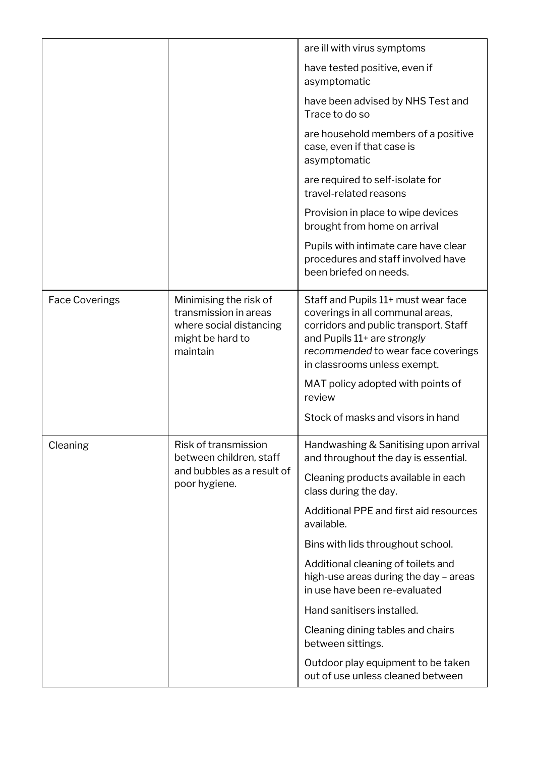| | | |
|---|---|---|
| | | are ill with virus symptoms<br><br>have tested positive, even if asymptomatic<br><br>have been advised by NHS Test and Trace to do so<br><br>are household members of a positive case, even if that case is asymptomatic<br><br>are required to self-isolate for travel-related reasons<br><br>Provision in place to wipe devices brought from home on arrival<br><br>Pupils with intimate care have clear procedures and staff involved have been briefed on needs. |
| Face Coverings | Minimising the risk of transmission in areas where social distancing might be hard to maintain | Staff and Pupils 11+ must wear face coverings in all communal areas, corridors and public transport. Staff and Pupils 11+ are *strongly recommended* to wear face coverings in classrooms unless exempt.<br><br>MAT policy adopted with points of review<br><br>Stock of masks and visors in hand |
| Cleaning | Risk of transmission between children, staff and bubbles as a result of poor hygiene. | Handwashing & Sanitising upon arrival and throughout the day is essential.<br><br>Cleaning products available in each class during the day.<br><br>Additional PPE and first aid resources available.<br><br>Bins with lids throughout school.<br><br>Additional cleaning of toilets and high-use areas during the day – areas in use have been re-evaluated<br><br>Hand sanitisers installed.<br><br>Cleaning dining tables and chairs between sittings.<br><br>Outdoor play equipment to be taken out of use unless cleaned between |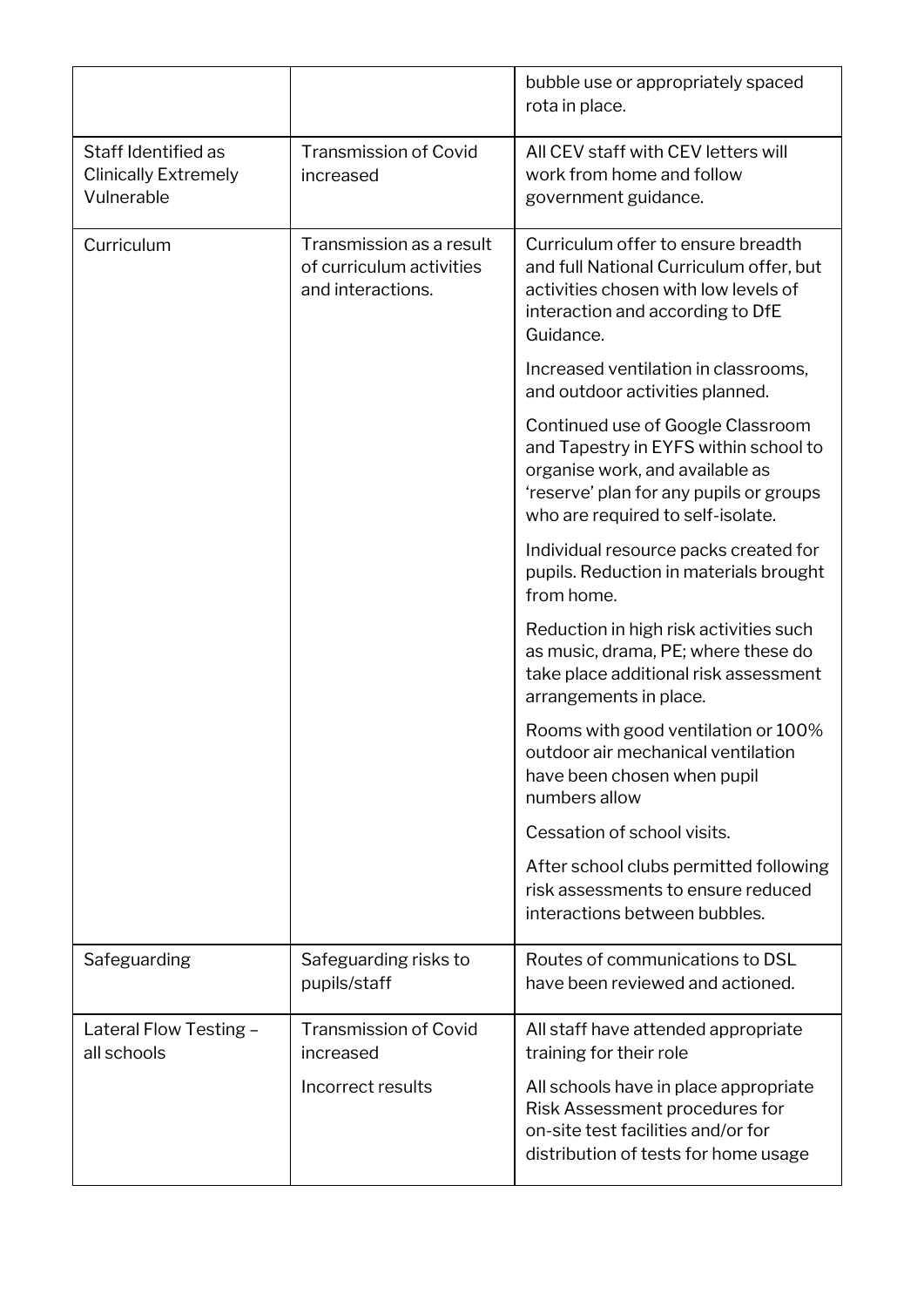| | | |
|---|---|---|
| | | bubble use or appropriately spaced rota in place. |
| Staff Identified as Clinically Extremely Vulnerable | Transmission of Covid increased | All CEV staff with CEV letters will work from home and follow government guidance. |
| Curriculum | Transmission as a result of curriculum activities and interactions. | Curriculum offer to ensure breadth and full National Curriculum offer, but activities chosen with low levels of interaction and according to DfE Guidance.<br><br>Increased ventilation in classrooms, and outdoor activities planned.<br><br>Continued use of Google Classroom and Tapestry in EYFS within school to organise work, and available as 'reserve' plan for any pupils or groups who are required to self-isolate.<br><br>Individual resource packs created for pupils. Reduction in materials brought from home.<br><br>Reduction in high risk activities such as music, drama, PE; where these do take place additional risk assessment arrangements in place.<br><br>Rooms with good ventilation or 100% outdoor air mechanical ventilation have been chosen when pupil numbers allow<br><br>Cessation of school visits.<br><br>After school clubs permitted following risk assessments to ensure reduced interactions between bubbles. |
| Safeguarding | Safeguarding risks to pupils/staff | Routes of communications to DSL have been reviewed and actioned. |
| Lateral Flow Testing – all schools | Transmission of Covid increased<br><br>Incorrect results | All staff have attended appropriate training for their role<br><br>All schools have in place appropriate Risk Assessment procedures for on-site test facilities and/or for distribution of tests for home usage |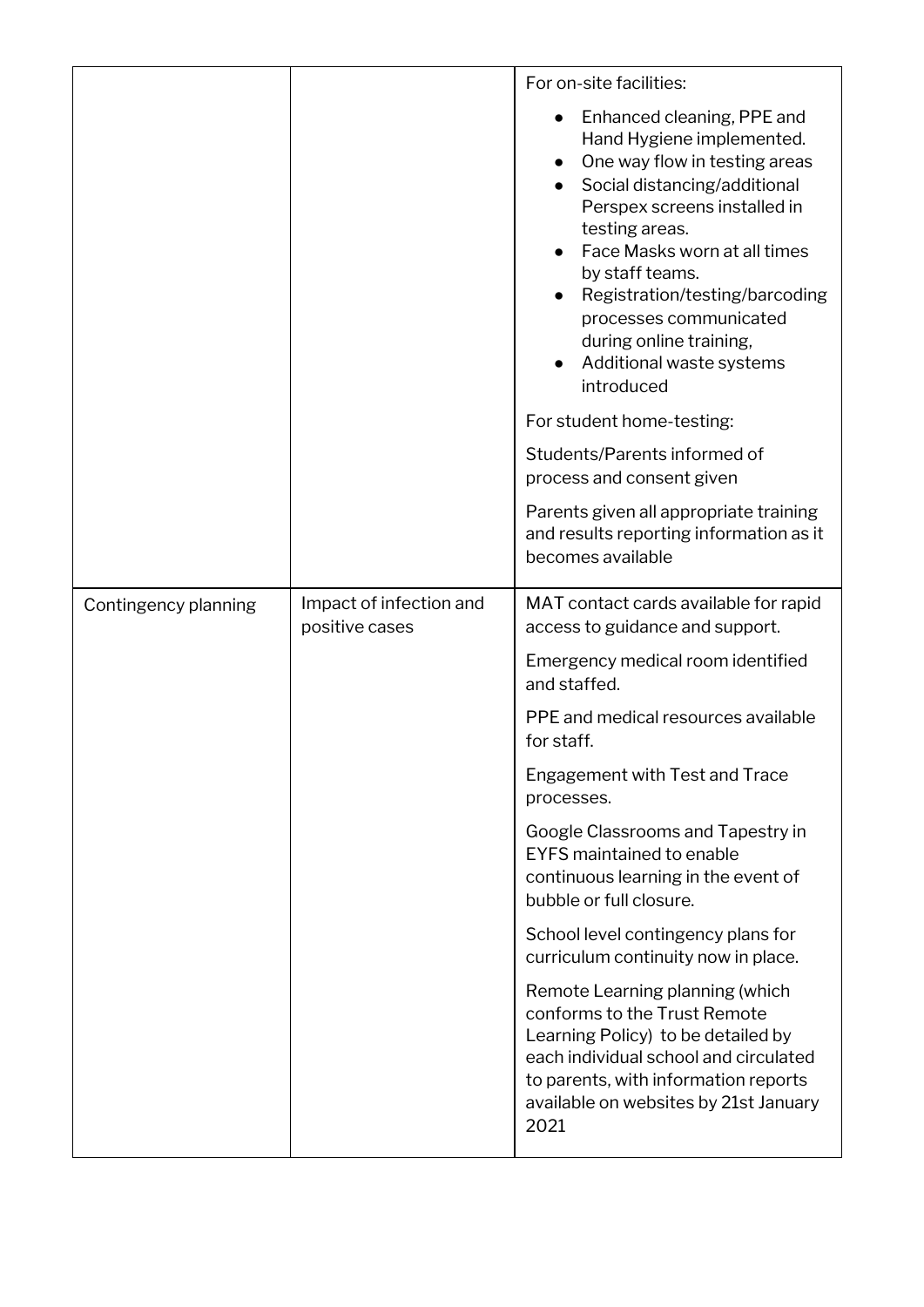| | | |
|---|---|---|
| | | For on-site facilities:<br><br>• Enhanced cleaning, PPE and Hand Hygiene implemented.<br>• One way flow in testing areas<br>• Social distancing/additional Perspex screens installed in testing areas.<br>• Face Masks worn at all times by staff teams.<br>• Registration/testing/barcoding processes communicated during online training,<br>• Additional waste systems introduced<br><br>For student home-testing:<br><br>Students/Parents informed of process and consent given<br><br>Parents given all appropriate training and results reporting information as it becomes available |
| Contingency planning | Impact of infection and positive cases | MAT contact cards available for rapid access to guidance and support.<br><br>Emergency medical room identified and staffed.<br><br>PPE and medical resources available for staff.<br><br>Engagement with Test and Trace processes.<br><br>Google Classrooms and Tapestry in EYFS maintained to enable continuous learning in the event of bubble or full closure.<br><br>School level contingency plans for curriculum continuity now in place.<br><br>Remote Learning planning (which conforms to the Trust Remote Learning Policy) to be detailed by each individual school and circulated to parents, with information reports available on websites by 21st January 2021 |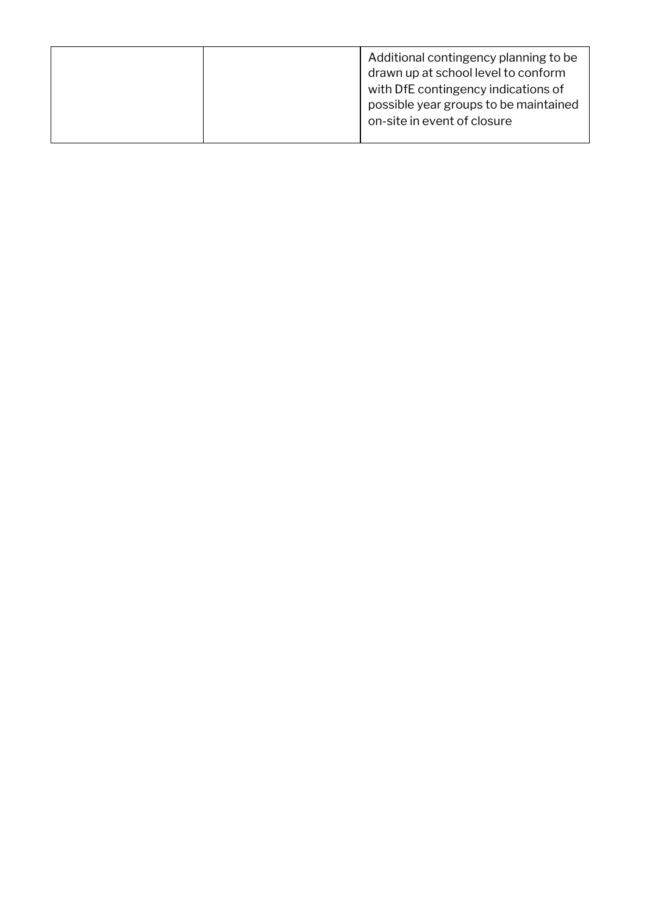| | | |
|---|---|---|
| | | Additional contingency planning to be drawn up at school level to conform with DfE contingency indications of possible year groups to be maintained on-site in event of closure |